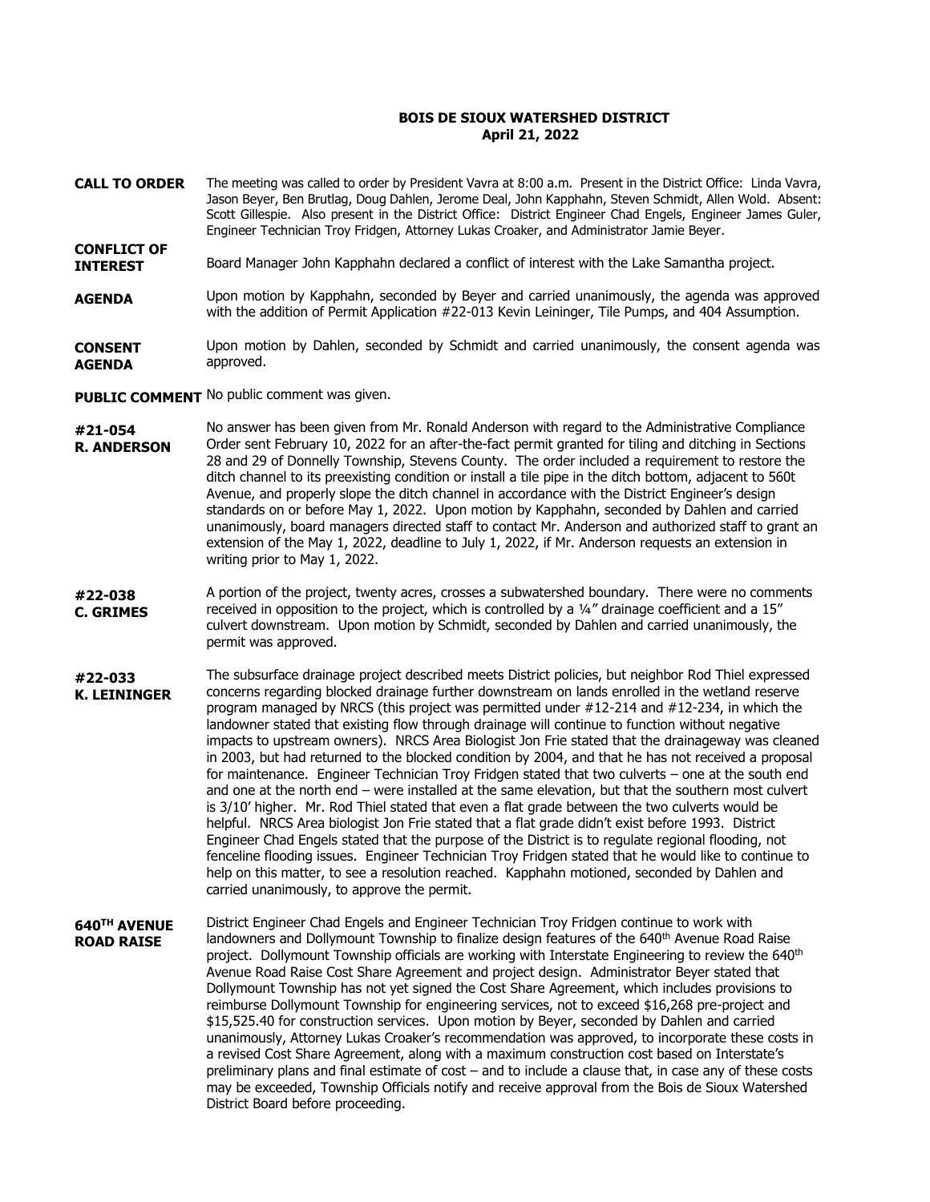**BOIS DE SIOUX WATERSHED DISTRICT**
**April 21, 2022**

**CALL TO ORDER** The meeting was called to order by President Vavra at 8:00 a.m. Present in the District Office: Linda Vavra, Jason Beyer, Ben Brutlag, Doug Dahlen, Jerome Deal, John Kapphahn, Steven Schmidt, Allen Wold. Absent: Scott Gillespie. Also present in the District Office: District Engineer Chad Engels, Engineer James Guler, Engineer Technician Troy Fridgen, Attorney Lukas Croaker, and Administrator Jamie Beyer.

**CONFLICT OF INTEREST** Board Manager John Kapphahn declared a conflict of interest with the Lake Samantha project.

**AGENDA** Upon motion by Kapphahn, seconded by Beyer and carried unanimously, the agenda was approved with the addition of Permit Application #22-013 Kevin Leininger, Tile Pumps, and 404 Assumption.

**CONSENT AGENDA** Upon motion by Dahlen, seconded by Schmidt and carried unanimously, the consent agenda was approved.

**PUBLIC COMMENT** No public comment was given.

**#21-054 R. ANDERSON** No answer has been given from Mr. Ronald Anderson with regard to the Administrative Compliance Order sent February 10, 2022 for an after-the-fact permit granted for tiling and ditching in Sections 28 and 29 of Donnelly Township, Stevens County. The order included a requirement to restore the ditch channel to its preexisting condition or install a tile pipe in the ditch bottom, adjacent to 560t Avenue, and properly slope the ditch channel in accordance with the District Engineer's design standards on or before May 1, 2022. Upon motion by Kapphahn, seconded by Dahlen and carried unanimously, board managers directed staff to contact Mr. Anderson and authorized staff to grant an extension of the May 1, 2022, deadline to July 1, 2022, if Mr. Anderson requests an extension in writing prior to May 1, 2022.

**#22-038 C. GRIMES** A portion of the project, twenty acres, crosses a subwatershed boundary. There were no comments received in opposition to the project, which is controlled by a ¼" drainage coefficient and a 15" culvert downstream. Upon motion by Schmidt, seconded by Dahlen and carried unanimously, the permit was approved.

**#22-033 K. LEININGER** The subsurface drainage project described meets District policies, but neighbor Rod Thiel expressed concerns regarding blocked drainage further downstream on lands enrolled in the wetland reserve program managed by NRCS (this project was permitted under #12-214 and #12-234, in which the landowner stated that existing flow through drainage will continue to function without negative impacts to upstream owners). NRCS Area Biologist Jon Frie stated that the drainageway was cleaned in 2003, but had returned to the blocked condition by 2004, and that he has not received a proposal for maintenance. Engineer Technician Troy Fridgen stated that two culverts – one at the south end and one at the north end – were installed at the same elevation, but that the southern most culvert is 3/10' higher. Mr. Rod Thiel stated that even a flat grade between the two culverts would be helpful. NRCS Area biologist Jon Frie stated that a flat grade didn't exist before 1993. District Engineer Chad Engels stated that the purpose of the District is to regulate regional flooding, not fenceline flooding issues. Engineer Technician Troy Fridgen stated that he would like to continue to help on this matter, to see a resolution reached. Kapphahn motioned, seconded by Dahlen and carried unanimously, to approve the permit.

**640TH AVENUE ROAD RAISE** District Engineer Chad Engels and Engineer Technician Troy Fridgen continue to work with landowners and Dollymount Township to finalize design features of the 640th Avenue Road Raise project. Dollymount Township officials are working with Interstate Engineering to review the 640th Avenue Road Raise Cost Share Agreement and project design. Administrator Beyer stated that Dollymount Township has not yet signed the Cost Share Agreement, which includes provisions to reimburse Dollymount Township for engineering services, not to exceed $16,268 pre-project and $15,525.40 for construction services. Upon motion by Beyer, seconded by Dahlen and carried unanimously, Attorney Lukas Croaker's recommendation was approved, to incorporate these costs in a revised Cost Share Agreement, along with a maximum construction cost based on Interstate's preliminary plans and final estimate of cost – and to include a clause that, in case any of these costs may be exceeded, Township Officials notify and receive approval from the Bois de Sioux Watershed District Board before proceeding.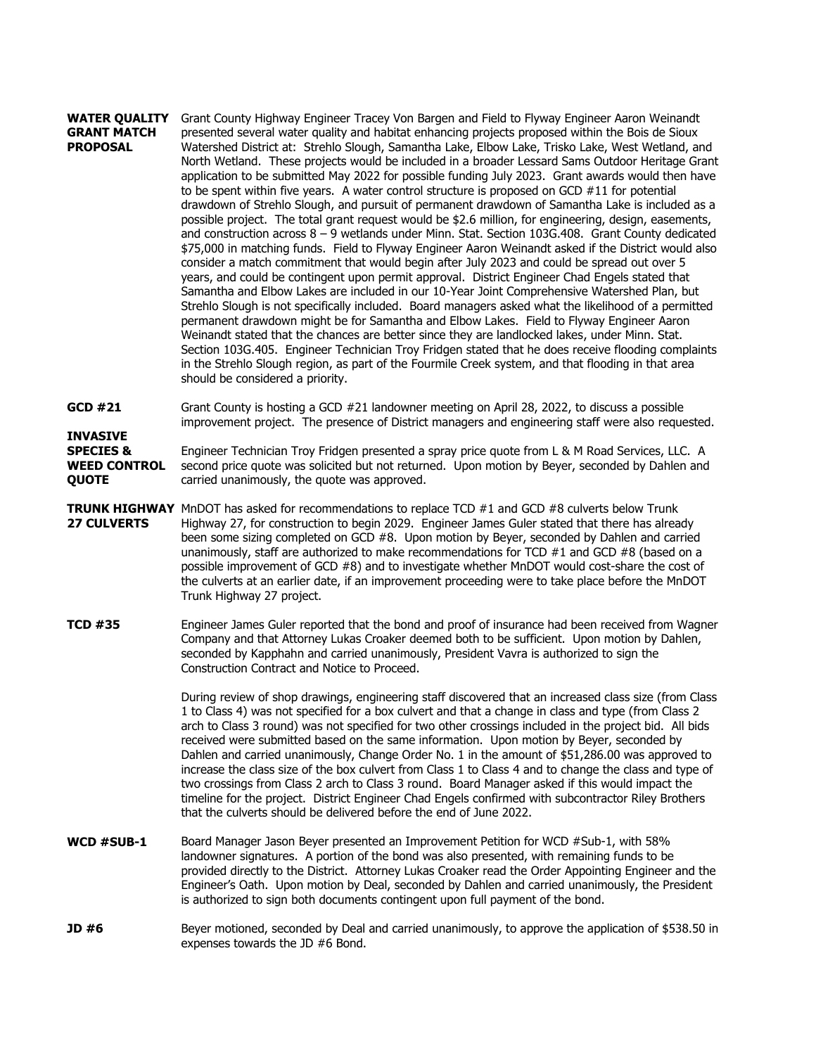**WATER QUALITY GRANT MATCH PROPOSAL**

Grant County Highway Engineer Tracey Von Bargen and Field to Flyway Engineer Aaron Weinandt presented several water quality and habitat enhancing projects proposed within the Bois de Sioux Watershed District at: Strehlo Slough, Samantha Lake, Elbow Lake, Trisko Lake, West Wetland, and North Wetland. These projects would be included in a broader Lessard Sams Outdoor Heritage Grant application to be submitted May 2022 for possible funding July 2023. Grant awards would then have to be spent within five years. A water control structure is proposed on GCD #11 for potential drawdown of Strehlo Slough, and pursuit of permanent drawdown of Samantha Lake is included as a possible project. The total grant request would be $2.6 million, for engineering, design, easements, and construction across 8 – 9 wetlands under Minn. Stat. Section 103G.408. Grant County dedicated $75,000 in matching funds. Field to Flyway Engineer Aaron Weinandt asked if the District would also consider a match commitment that would begin after July 2023 and could be spread out over 5 years, and could be contingent upon permit approval. District Engineer Chad Engels stated that Samantha and Elbow Lakes are included in our 10-Year Joint Comprehensive Watershed Plan, but Strehlo Slough is not specifically included. Board managers asked what the likelihood of a permitted permanent drawdown might be for Samantha and Elbow Lakes. Field to Flyway Engineer Aaron Weinandt stated that the chances are better since they are landlocked lakes, under Minn. Stat. Section 103G.405. Engineer Technician Troy Fridgen stated that he does receive flooding complaints in the Strehlo Slough region, as part of the Fourmile Creek system, and that flooding in that area should be considered a priority.

**GCD #21**

Grant County is hosting a GCD #21 landowner meeting on April 28, 2022, to discuss a possible improvement project. The presence of District managers and engineering staff were also requested.

**INVASIVE SPECIES & WEED CONTROL QUOTE**

Engineer Technician Troy Fridgen presented a spray price quote from L & M Road Services, LLC. A second price quote was solicited but not returned. Upon motion by Beyer, seconded by Dahlen and carried unanimously, the quote was approved.

**TRUNK HIGHWAY 27 CULVERTS**

MnDOT has asked for recommendations to replace TCD #1 and GCD #8 culverts below Trunk Highway 27, for construction to begin 2029. Engineer James Guler stated that there has already been some sizing completed on GCD #8. Upon motion by Beyer, seconded by Dahlen and carried unanimously, staff are authorized to make recommendations for TCD #1 and GCD #8 (based on a possible improvement of GCD #8) and to investigate whether MnDOT would cost-share the cost of the culverts at an earlier date, if an improvement proceeding were to take place before the MnDOT Trunk Highway 27 project.

**TCD #35**

Engineer James Guler reported that the bond and proof of insurance had been received from Wagner Company and that Attorney Lukas Croaker deemed both to be sufficient. Upon motion by Dahlen, seconded by Kapphahn and carried unanimously, President Vavra is authorized to sign the Construction Contract and Notice to Proceed.

During review of shop drawings, engineering staff discovered that an increased class size (from Class 1 to Class 4) was not specified for a box culvert and that a change in class and type (from Class 2 arch to Class 3 round) was not specified for two other crossings included in the project bid. All bids received were submitted based on the same information. Upon motion by Beyer, seconded by Dahlen and carried unanimously, Change Order No. 1 in the amount of $51,286.00 was approved to increase the class size of the box culvert from Class 1 to Class 4 and to change the class and type of two crossings from Class 2 arch to Class 3 round. Board Manager asked if this would impact the timeline for the project. District Engineer Chad Engels confirmed with subcontractor Riley Brothers that the culverts should be delivered before the end of June 2022.

**WCD #SUB-1**

Board Manager Jason Beyer presented an Improvement Petition for WCD #Sub-1, with 58% landowner signatures. A portion of the bond was also presented, with remaining funds to be provided directly to the District. Attorney Lukas Croaker read the Order Appointing Engineer and the Engineer's Oath. Upon motion by Deal, seconded by Dahlen and carried unanimously, the President is authorized to sign both documents contingent upon full payment of the bond.

**JD #6**

Beyer motioned, seconded by Deal and carried unanimously, to approve the application of $538.50 in expenses towards the JD #6 Bond.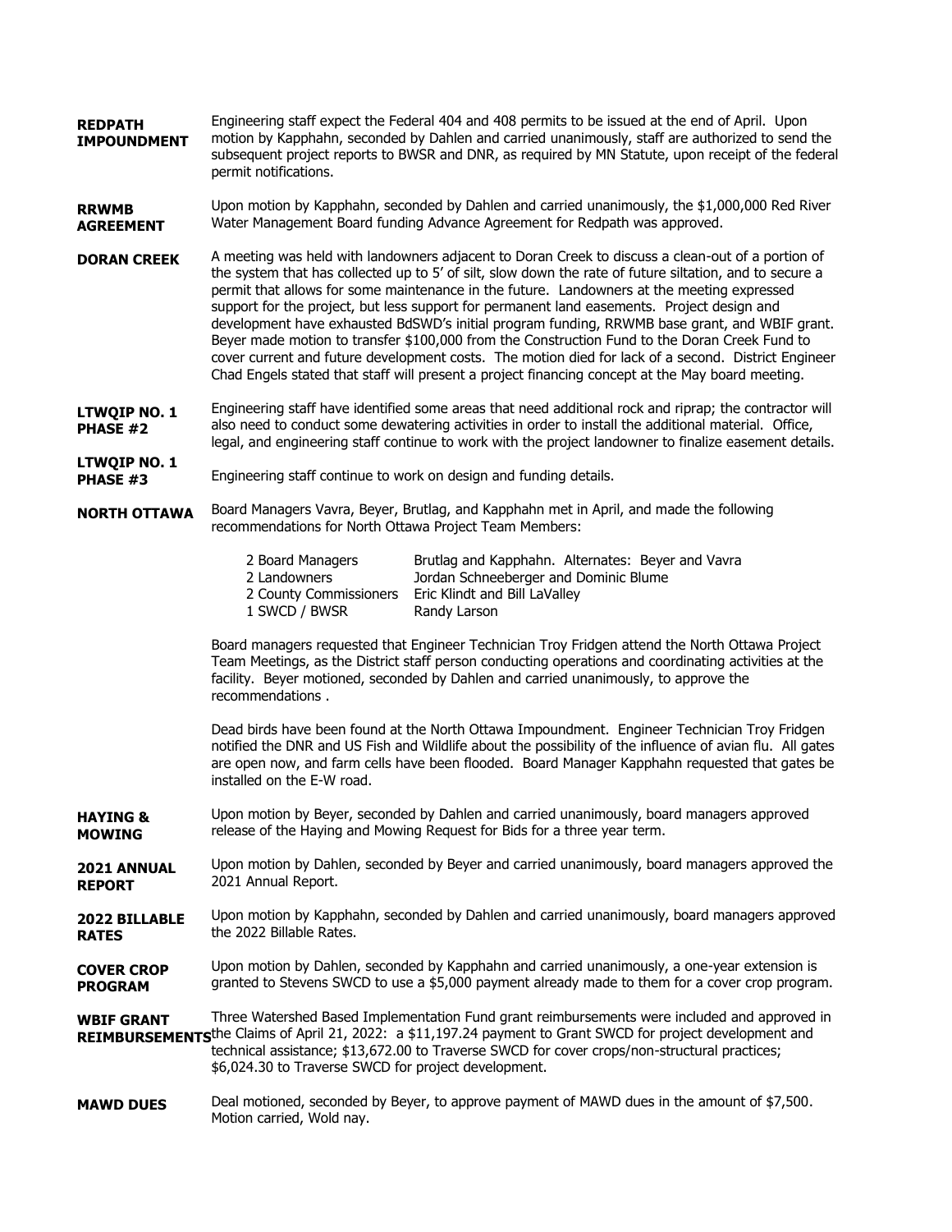**REDPATH IMPOUNDMENT** Engineering staff expect the Federal 404 and 408 permits to be issued at the end of April. Upon motion by Kapphahn, seconded by Dahlen and carried unanimously, staff are authorized to send the subsequent project reports to BWSR and DNR, as required by MN Statute, upon receipt of the federal permit notifications.

**RRWMB AGREEMENT** Upon motion by Kapphahn, seconded by Dahlen and carried unanimously, the $1,000,000 Red River Water Management Board funding Advance Agreement for Redpath was approved.

**DORAN CREEK** A meeting was held with landowners adjacent to Doran Creek to discuss a clean-out of a portion of the system that has collected up to 5' of silt, slow down the rate of future siltation, and to secure a permit that allows for some maintenance in the future. Landowners at the meeting expressed support for the project, but less support for permanent land easements. Project design and development have exhausted BdSWD's initial program funding, RRWMB base grant, and WBIF grant. Beyer made motion to transfer $100,000 from the Construction Fund to the Doran Creek Fund to cover current and future development costs. The motion died for lack of a second. District Engineer Chad Engels stated that staff will present a project financing concept at the May board meeting.

**LTWQIP NO. 1 PHASE #2** Engineering staff have identified some areas that need additional rock and riprap; the contractor will also need to conduct some dewatering activities in order to install the additional material. Office, legal, and engineering staff continue to work with the project landowner to finalize easement details.

**LTWQIP NO. 1 PHASE #3** Engineering staff continue to work on design and funding details.

**NORTH OTTAWA** Board Managers Vavra, Beyer, Brutlag, and Kapphahn met in April, and made the following recommendations for North Ottawa Project Team Members:

| | |
|---|---|
| 2 Board Managers | Brutlag and Kapphahn. Alternates: Beyer and Vavra |
| 2 Landowners | Jordan Schneeberger and Dominic Blume |
| 2 County Commissioners | Eric Klindt and Bill LaValley |
| 1 SWCD / BWSR | Randy Larson |

Board managers requested that Engineer Technician Troy Fridgen attend the North Ottawa Project Team Meetings, as the District staff person conducting operations and coordinating activities at the facility. Beyer motioned, seconded by Dahlen and carried unanimously, to approve the recommendations .

Dead birds have been found at the North Ottawa Impoundment. Engineer Technician Troy Fridgen notified the DNR and US Fish and Wildlife about the possibility of the influence of avian flu. All gates are open now, and farm cells have been flooded. Board Manager Kapphahn requested that gates be installed on the E-W road.

**HAYING & MOWING** Upon motion by Beyer, seconded by Dahlen and carried unanimously, board managers approved release of the Haying and Mowing Request for Bids for a three year term.

**2021 ANNUAL REPORT** Upon motion by Dahlen, seconded by Beyer and carried unanimously, board managers approved the 2021 Annual Report.

**2022 BILLABLE RATES** Upon motion by Kapphahn, seconded by Dahlen and carried unanimously, board managers approved the 2022 Billable Rates.

**COVER CROP PROGRAM** Upon motion by Dahlen, seconded by Kapphahn and carried unanimously, a one-year extension is granted to Stevens SWCD to use a $5,000 payment already made to them for a cover crop program.

**WBIF GRANT REIMBURSEMENTS** Three Watershed Based Implementation Fund grant reimbursements were included and approved in the Claims of April 21, 2022: a $11,197.24 payment to Grant SWCD for project development and technical assistance; $13,672.00 to Traverse SWCD for cover crops/non-structural practices; $6,024.30 to Traverse SWCD for project development.

**MAWD DUES** Deal motioned, seconded by Beyer, to approve payment of MAWD dues in the amount of $7,500. Motion carried, Wold nay.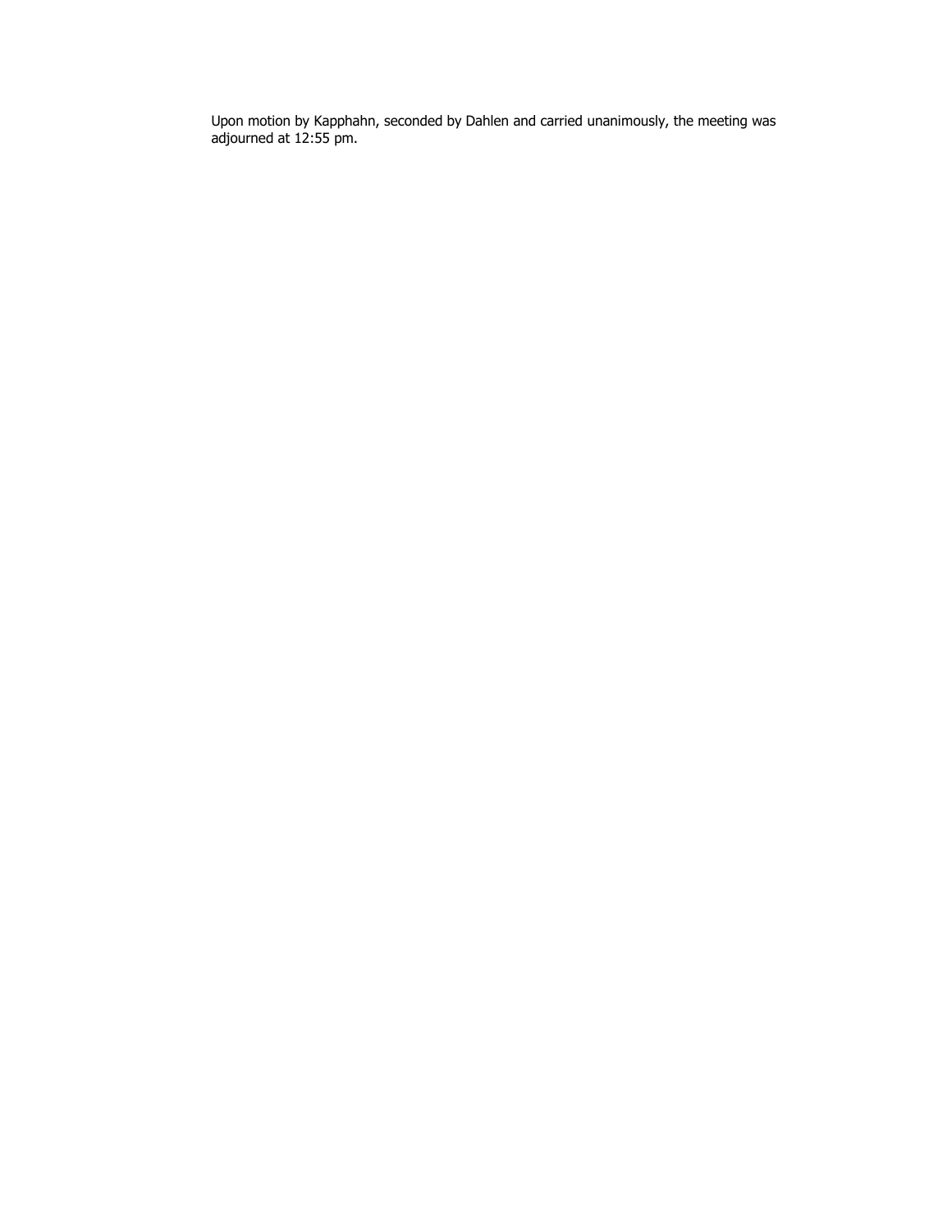Upon motion by Kapphahn, seconded by Dahlen and carried unanimously, the meeting was adjourned at 12:55 pm.